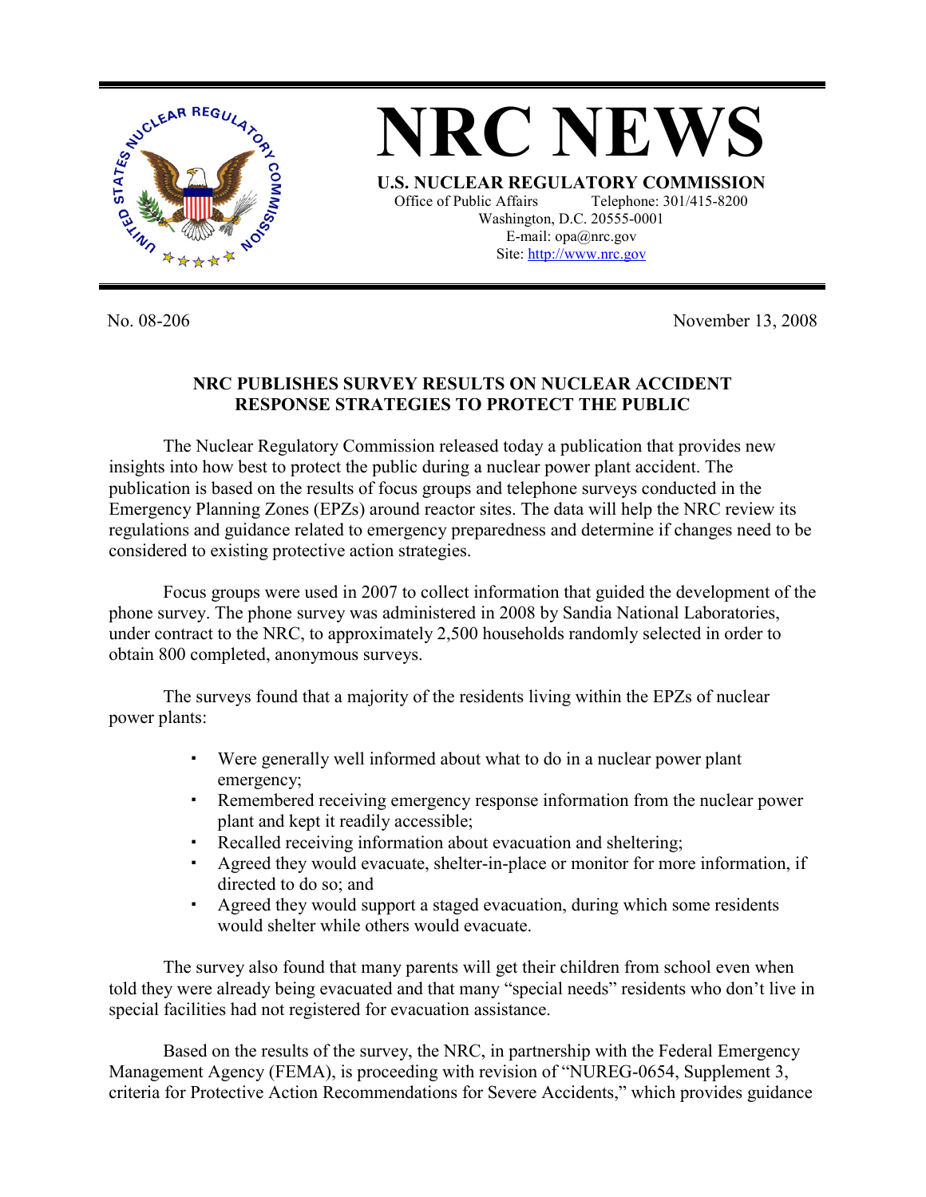# NRC NEWS

**U.S. NUCLEAR REGULATORY COMMISSION**

Office of Public Affairs Telephone: 301/415-8200
Washington, D.C. 20555-0001
E-mail: opa@nrc.gov
Site: http://www.nrc.gov

No. 08-206 November 13, 2008

## NRC PUBLISHES SURVEY RESULTS ON NUCLEAR ACCIDENT RESPONSE STRATEGIES TO PROTECT THE PUBLIC

The Nuclear Regulatory Commission released today a publication that provides new insights into how best to protect the public during a nuclear power plant accident. The publication is based on the results of focus groups and telephone surveys conducted in the Emergency Planning Zones (EPZs) around reactor sites. The data will help the NRC review its regulations and guidance related to emergency preparedness and determine if changes need to be considered to existing protective action strategies.

Focus groups were used in 2007 to collect information that guided the development of the phone survey. The phone survey was administered in 2008 by Sandia National Laboratories, under contract to the NRC, to approximately 2,500 households randomly selected in order to obtain 800 completed, anonymous surveys.

The surveys found that a majority of the residents living within the EPZs of nuclear power plants:

- Were generally well informed about what to do in a nuclear power plant emergency;
- Remembered receiving emergency response information from the nuclear power plant and kept it readily accessible;
- Recalled receiving information about evacuation and sheltering;
- Agreed they would evacuate, shelter-in-place or monitor for more information, if directed to do so; and
- Agreed they would support a staged evacuation, during which some residents would shelter while others would evacuate.

The survey also found that many parents will get their children from school even when told they were already being evacuated and that many "special needs" residents who don't live in special facilities had not registered for evacuation assistance.

Based on the results of the survey, the NRC, in partnership with the Federal Emergency Management Agency (FEMA), is proceeding with revision of "NUREG-0654, Supplement 3, criteria for Protective Action Recommendations for Severe Accidents," which provides guidance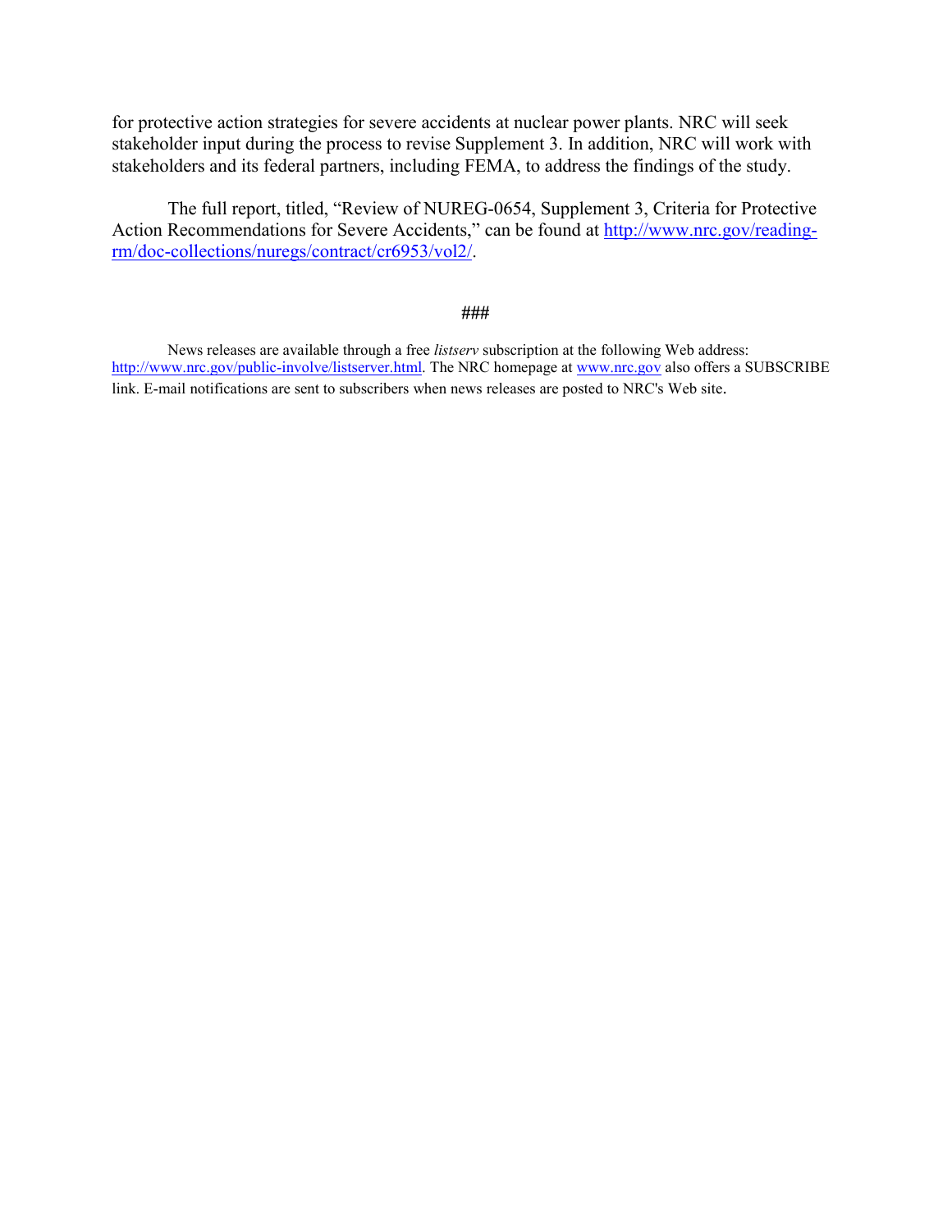for protective action strategies for severe accidents at nuclear power plants. NRC will seek stakeholder input during the process to revise Supplement 3. In addition, NRC will work with stakeholders and its federal partners, including FEMA, to address the findings of the study.

The full report, titled, "Review of NUREG-0654, Supplement 3, Criteria for Protective Action Recommendations for Severe Accidents," can be found at [http://www.nrc.gov/reading-rm/doc-collections/nuregs/contract/cr6953/vol2/](http://www.nrc.gov/reading-rm/doc-collections/nuregs/contract/cr6953/vol2/).

###

News releases are available through a free *listserv* subscription at the following Web address: [http://www.nrc.gov/public-involve/listserver.html](http://www.nrc.gov/public-involve/listserver.html). The NRC homepage at [www.nrc.gov](http://www.nrc.gov) also offers a SUBSCRIBE link. E-mail notifications are sent to subscribers when news releases are posted to NRC's Web site.